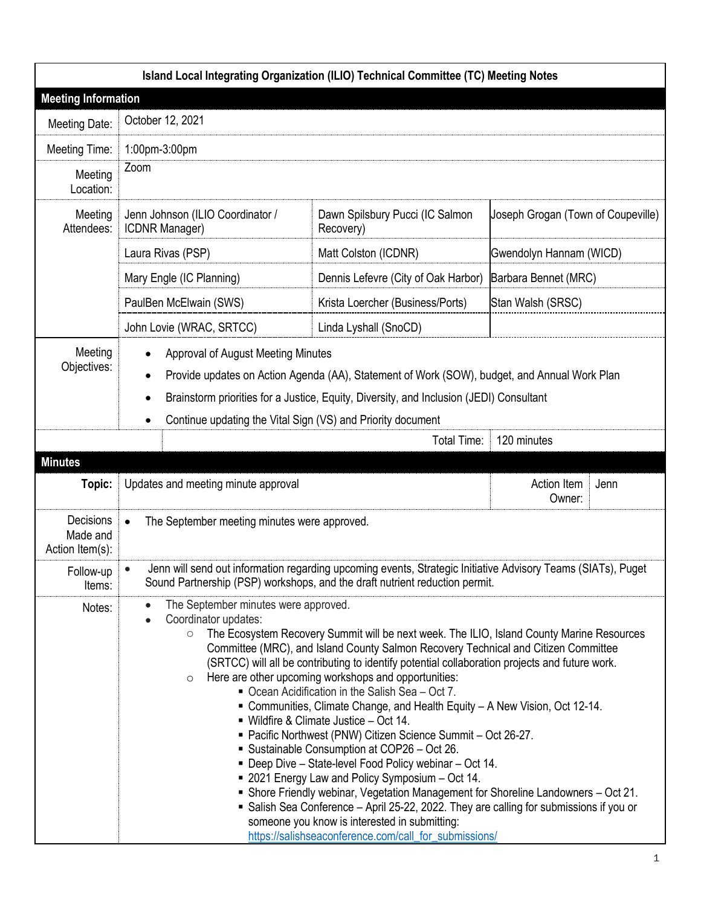# Island Local Integrating Organization (ILIO) Technical Committee (TC) Meeting Notes

## Meeting Information

| | | | |
|---|---|---|---|
| Meeting Date: | October 12, 2021 | | |
| Meeting Time: | 1:00pm-3:00pm | | |
| Meeting Location: | Zoom | | |
| Meeting Attendees: | Jenn Johnson (ILIO Coordinator / ICDNR Manager) | Dawn Spilsbury Pucci (IC Salmon Recovery) | Joseph Grogan (Town of Coupeville) |
| | Laura Rivas (PSP) | Matt Colston (ICDNR) | Gwendolyn Hannam (WICD) |
| | Mary Engle (IC Planning) | Dennis Lefevre (City of Oak Harbor) | Barbara Bennet (MRC) |
| | PaulBen McElwain (SWS) | Krista Loercher (Business/Ports) | Stan Walsh (SRSC) |
| | John Lovie (WRAC, SRTCC) | Linda Lyshall (SnoCD) | |

**Meeting Objectives:**

- Approval of August Meeting Minutes
- Provide updates on Action Agenda (AA), Statement of Work (SOW), budget, and Annual Work Plan
- Brainstorm priorities for a Justice, Equity, Diversity, and Inclusion (JEDI) Consultant
- Continue updating the Vital Sign (VS) and Priority document

**Total Time:** 120 minutes

## Minutes

**Topic:** Updates and meeting minute approval

**Action Item Owner:** Jenn

**Decisions Made and Action Item(s):**

- The September meeting minutes were approved.

**Follow-up Items:**

- Jenn will send out information regarding upcoming events, Strategic Initiative Advisory Teams (SIATs), Puget Sound Partnership (PSP) workshops, and the draft nutrient reduction permit.

**Notes:**

- The September minutes were approved.
- Coordinator updates:
  - The Ecosystem Recovery Summit will be next week. The ILIO, Island County Marine Resources Committee (MRC), and Island County Salmon Recovery Technical and Citizen Committee (SRTCC) will all be contributing to identify potential collaboration projects and future work.
  - Here are other upcoming workshops and opportunities:
    - Ocean Acidification in the Salish Sea – Oct 7.
    - Communities, Climate Change, and Health Equity – A New Vision, Oct 12-14.
    - Wildfire & Climate Justice – Oct 14.
    - Pacific Northwest (PNW) Citizen Science Summit – Oct 26-27.
    - Sustainable Consumption at COP26 – Oct 26.
    - Deep Dive – State-level Food Policy webinar – Oct 14.
    - 2021 Energy Law and Policy Symposium – Oct 14.
    - Shore Friendly webinar, Vegetation Management for Shoreline Landowners – Oct 21.
    - Salish Sea Conference – April 25-22, 2022. They are calling for submissions if you or someone you know is interested in submitting: https://salishseaconference.com/call_for_submissions/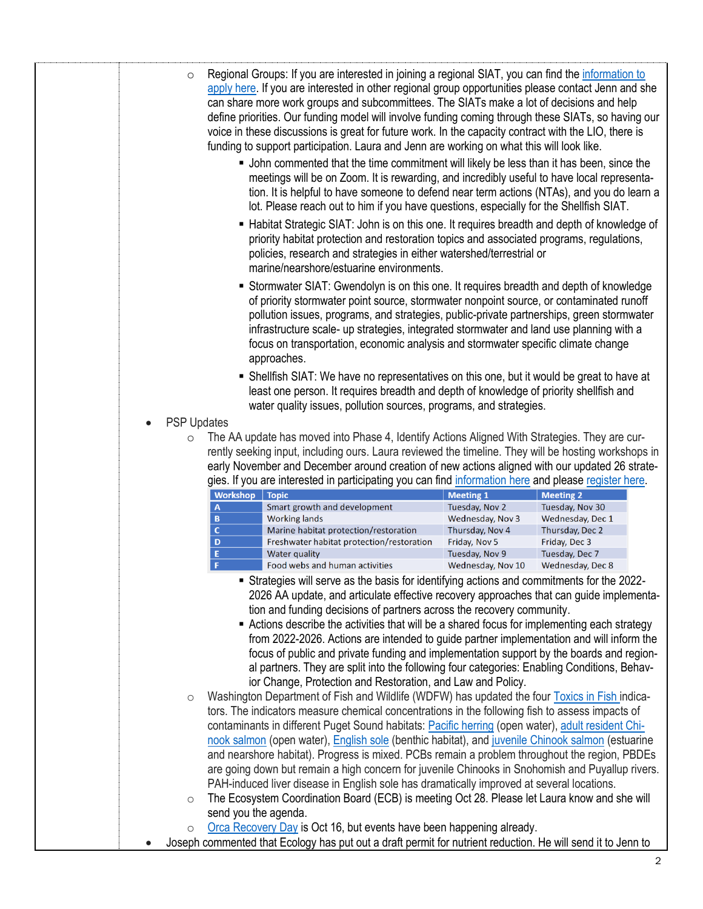- Regional Groups: If you are interested in joining a regional SIAT, you can find the information to apply here. If you are interested in other regional group opportunities please contact Jenn and she can share more work groups and subcommittees. The SIATs make a lot of decisions and help define priorities. Our funding model will involve funding coming through these SIATs, so having our voice in these discussions is great for future work. In the capacity contract with the LIO, there is funding to support participation. Laura and Jenn are working on what this will look like.
  - John commented that the time commitment will likely be less than it has been, since the meetings will be on Zoom. It is rewarding, and incredibly useful to have local representation. It is helpful to have someone to defend near term actions (NTAs), and you do learn a lot. Please reach out to him if you have questions, especially for the Shellfish SIAT.
  - Habitat Strategic SIAT: John is on this one. It requires breadth and depth of knowledge of priority habitat protection and restoration topics and associated programs, regulations, policies, research and strategies in either watershed/terrestrial or marine/nearshore/estuarine environments.
  - Stormwater SIAT: Gwendolyn is on this one. It requires breadth and depth of knowledge of priority stormwater point source, stormwater nonpoint source, or contaminated runoff pollution issues, programs, and strategies, public-private partnerships, green stormwater infrastructure scale- up strategies, integrated stormwater and land use planning with a focus on transportation, economic analysis and stormwater specific climate change approaches.
  - Shellfish SIAT: We have no representatives on this one, but it would be great to have at least one person. It requires breadth and depth of knowledge of priority shellfish and water quality issues, pollution sources, programs, and strategies.

- PSP Updates
  - The AA update has moved into Phase 4, Identify Actions Aligned With Strategies. They are currently seeking input, including ours. Laura reviewed the timeline. They will be hosting workshops in early November and December around creation of new actions aligned with our updated 26 strategies. If you are interested in participating you can find information here and please register here.

| Workshop | Topic | Meeting 1 | Meeting 2 |
|---|---|---|---|
| A | Smart growth and development | Tuesday, Nov 2 | Tuesday, Nov 30 |
| B | Working lands | Wednesday, Nov 3 | Wednesday, Dec 1 |
| C | Marine habitat protection/restoration | Thursday, Nov 4 | Thursday, Dec 2 |
| D | Freshwater habitat protection/restoration | Friday, Nov 5 | Friday, Dec 3 |
| E | Water quality | Tuesday, Nov 9 | Tuesday, Dec 7 |
| F | Food webs and human activities | Wednesday, Nov 10 | Wednesday, Dec 8 |

  - Strategies will serve as the basis for identifying actions and commitments for the 2022-2026 AA update, and articulate effective recovery approaches that can guide implementation and funding decisions of partners across the recovery community.
  - Actions describe the activities that will be a shared focus for implementing each strategy from 2022-2026. Actions are intended to guide partner implementation and will inform the focus of public and private funding and implementation support by the boards and regional partners. They are split into the following four categories: Enabling Conditions, Behavior Change, Protection and Restoration, and Law and Policy.
- Washington Department of Fish and Wildlife (WDFW) has updated the four Toxics in Fish indicators. The indicators measure chemical concentrations in the following fish to assess impacts of contaminants in different Puget Sound habitats: Pacific herring (open water), adult resident Chinook salmon (open water), English sole (benthic habitat), and juvenile Chinook salmon (estuarine and nearshore habitat). Progress is mixed. PCBs remain a problem throughout the region, PBDEs are going down but remain a high concern for juvenile Chinooks in Snohomish and Puyallup rivers. PAH-induced liver disease in English sole has dramatically improved at several locations.
- The Ecosystem Coordination Board (ECB) is meeting Oct 28. Please let Laura know and she will send you the agenda.
- Orca Recovery Day is Oct 16, but events have been happening already.

- Joseph commented that Ecology has put out a draft permit for nutrient reduction. He will send it to Jenn to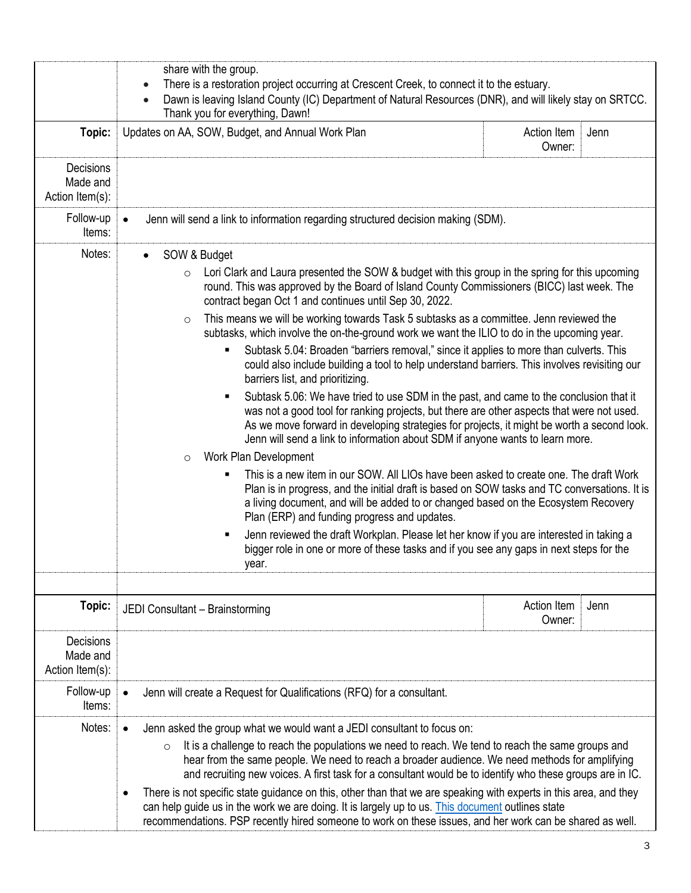| | | | |
|---|---|---|---|
| | share with the group.<br>• There is a restoration project occurring at Crescent Creek, to connect it to the estuary.<br>• Dawn is leaving Island County (IC) Department of Natural Resources (DNR), and will likely stay on SRTCC. Thank you for everything, Dawn! | | |
| **Topic:** | Updates on AA, SOW, Budget, and Annual Work Plan | Action Item Owner: | Jenn |
| Decisions Made and Action Item(s): | | | |
| Follow-up Items: | • Jenn will send a link to information regarding structured decision making (SDM). | | |
| Notes: | • SOW & Budget<br>  ○ Lori Clark and Laura presented the SOW & budget with this group in the spring for this upcoming round. This was approved by the Board of Island County Commissioners (BICC) last week. The contract began Oct 1 and continues until Sep 30, 2022.<br>  ○ This means we will be working towards Task 5 subtasks as a committee. Jenn reviewed the subtasks, which involve the on-the-ground work we want the ILIO to do in the upcoming year.<br>    ▪ Subtask 5.04: Broaden "barriers removal," since it applies to more than culverts. This could also include building a tool to help understand barriers. This involves revisiting our barriers list, and prioritizing.<br>    ▪ Subtask 5.06: We have tried to use SDM in the past, and came to the conclusion that it was not a good tool for ranking projects, but there are other aspects that were not used. As we move forward in developing strategies for projects, it might be worth a second look. Jenn will send a link to information about SDM if anyone wants to learn more.<br>  ○ Work Plan Development<br>    ▪ This is a new item in our SOW. All LIOs have been asked to create one. The draft Work Plan is in progress, and the initial draft is based on SOW tasks and TC conversations. It is a living document, and will be added to or changed based on the Ecosystem Recovery Plan (ERP) and funding progress and updates.<br>    ▪ Jenn reviewed the draft Workplan. Please let her know if you are interested in taking a bigger role in one or more of these tasks and if you see any gaps in next steps for the year. | | |
| | | | |
| **Topic:** | JEDI Consultant – Brainstorming | Action Item Owner: | Jenn |
| Decisions Made and Action Item(s): | | | |
| Follow-up Items: | • Jenn will create a Request for Qualifications (RFQ) for a consultant. | | |
| Notes: | • Jenn asked the group what we would want a JEDI consultant to focus on:<br>  ○ It is a challenge to reach the populations we need to reach. We tend to reach the same groups and hear from the same people. We need to reach a broader audience. We need methods for amplifying and recruiting new voices. A first task for a consultant would be to identify who these groups are in IC.<br>• There is not specific state guidance on this, other than that we are speaking with experts in this area, and they can help guide us in the work we are doing. It is largely up to us. This document outlines state recommendations. PSP recently hired someone to work on these issues, and her work can be shared as well. | | |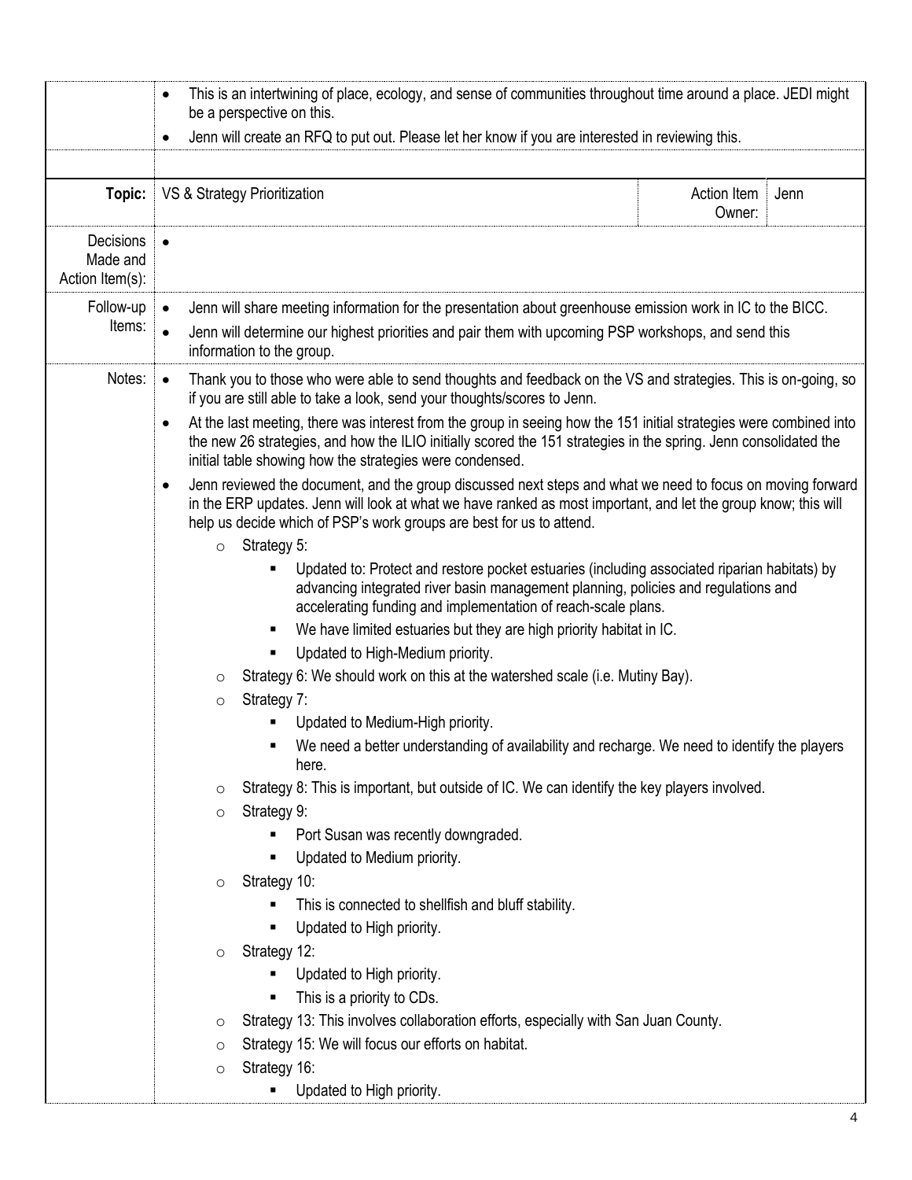|  |  |
|---|---|
|  | - This is an intertwining of place, ecology, and sense of communities throughout time around a place. JEDI might be a perspective on this.<br>- Jenn will create an RFQ to put out. Please let her know if you are interested in reviewing this. |

| **Topic:** | VS & Strategy Prioritization | Action Item Owner: | Jenn |
|---|---|---|---|
| Decisions Made and Action Item(s): | - | | |
| Follow-up Items: | - Jenn will share meeting information for the presentation about greenhouse emission work in IC to the BICC.<br>- Jenn will determine our highest priorities and pair them with upcoming PSP workshops, and send this information to the group. | | |

**Notes:**

- Thank you to those who were able to send thoughts and feedback on the VS and strategies. This is on-going, so if you are still able to take a look, send your thoughts/scores to Jenn.
- At the last meeting, there was interest from the group in seeing how the 151 initial strategies were combined into the new 26 strategies, and how the ILIO initially scored the 151 strategies in the spring. Jenn consolidated the initial table showing how the strategies were condensed.
- Jenn reviewed the document, and the group discussed next steps and what we need to focus on moving forward in the ERP updates. Jenn will look at what we have ranked as most important, and let the group know; this will help us decide which of PSP's work groups are best for us to attend.
  - Strategy 5:
    - Updated to: Protect and restore pocket estuaries (including associated riparian habitats) by advancing integrated river basin management planning, policies and regulations and accelerating funding and implementation of reach-scale plans.
    - We have limited estuaries but they are high priority habitat in IC.
    - Updated to High-Medium priority.
  - Strategy 6: We should work on this at the watershed scale (i.e. Mutiny Bay).
  - Strategy 7:
    - Updated to Medium-High priority.
    - We need a better understanding of availability and recharge. We need to identify the players here.
  - Strategy 8: This is important, but outside of IC. We can identify the key players involved.
  - Strategy 9:
    - Port Susan was recently downgraded.
    - Updated to Medium priority.
  - Strategy 10:
    - This is connected to shellfish and bluff stability.
    - Updated to High priority.
  - Strategy 12:
    - Updated to High priority.
    - This is a priority to CDs.
  - Strategy 13: This involves collaboration efforts, especially with San Juan County.
  - Strategy 15: We will focus our efforts on habitat.
  - Strategy 16:
    - Updated to High priority.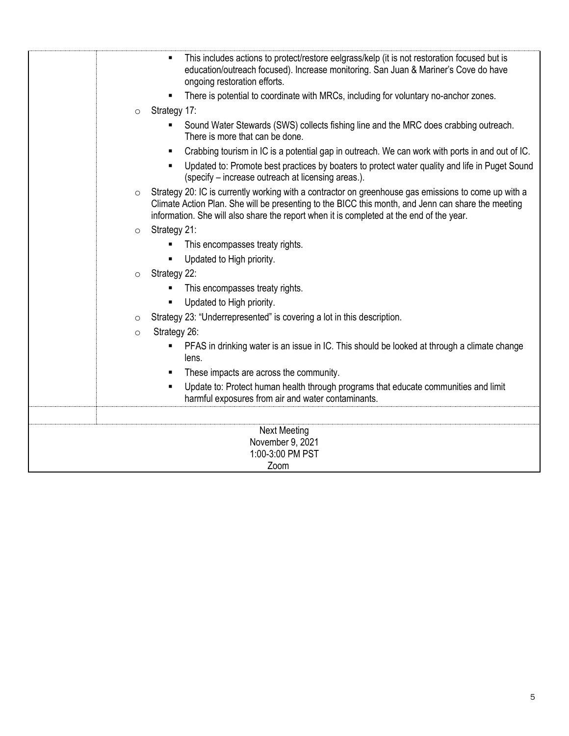- This includes actions to protect/restore eelgrass/kelp (it is not restoration focused but is education/outreach focused). Increase monitoring. San Juan & Mariner's Cove do have ongoing restoration efforts.
- There is potential to coordinate with MRCs, including for voluntary no-anchor zones.

- Strategy 17:
  - Sound Water Stewards (SWS) collects fishing line and the MRC does crabbing outreach. There is more that can be done.
  - Crabbing tourism in IC is a potential gap in outreach. We can work with ports in and out of IC.
  - Updated to: Promote best practices by boaters to protect water quality and life in Puget Sound (specify – increase outreach at licensing areas.).
- Strategy 20: IC is currently working with a contractor on greenhouse gas emissions to come up with a Climate Action Plan. She will be presenting to the BICC this month, and Jenn can share the meeting information. She will also share the report when it is completed at the end of the year.
- Strategy 21:
  - This encompasses treaty rights.
  - Updated to High priority.
- Strategy 22:
  - This encompasses treaty rights.
  - Updated to High priority.
- Strategy 23: "Underrepresented" is covering a lot in this description.
- Strategy 26:
  - PFAS in drinking water is an issue in IC. This should be looked at through a climate change lens.
  - These impacts are across the community.
  - Update to: Protect human health through programs that educate communities and limit harmful exposures from air and water contaminants.

Next Meeting
November 9, 2021
1:00-3:00 PM PST
Zoom